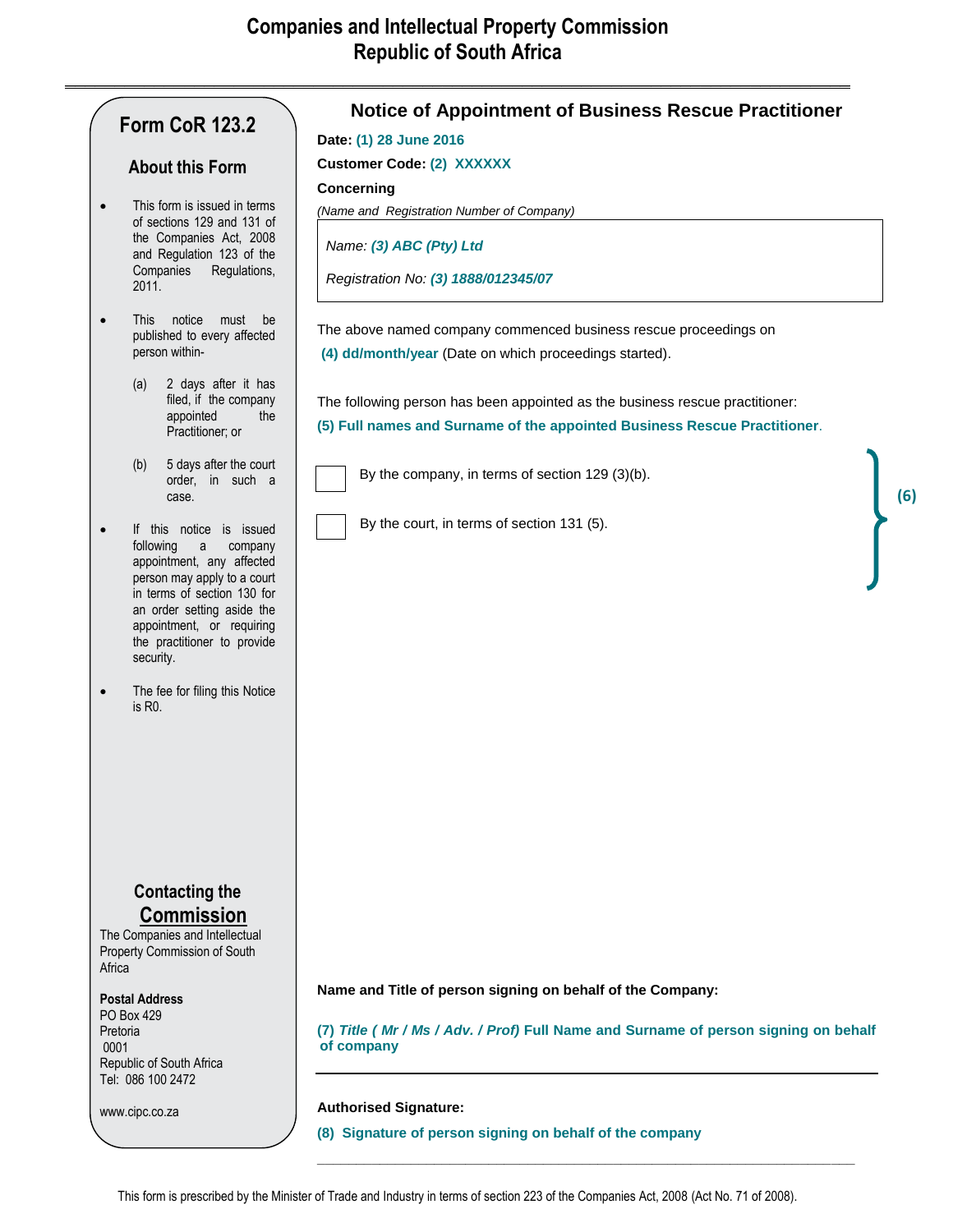# Companies and Intellectual Property Commission
## Republic of South Africa

---

## Form CoR 123.2

### About this Form

- This form is issued in terms of sections 129 and 131 of the Companies Act, 2008 and Regulation 123 of the Companies Regulations, 2011.
- This notice must be published to every affected person within-
  - (a) 2 days after it has filed, if the company appointed the Practitioner; or
  - (b) 5 days after the court order, in such a case.
- If this notice is issued following a company appointment, any affected person may apply to a court in terms of section 130 for an order setting aside the appointment, or requiring the practitioner to provide security.
- The fee for filing this Notice is R0.

### Contacting the Commission

The Companies and Intellectual Property Commission of South Africa

**Postal Address**
PO Box 429
Pretoria
0001
Republic of South Africa
Tel: 086 100 2472

www.cipc.co.za

---

## Notice of Appointment of Business Rescue Practitioner

**Date:** **(1) 28 June 2016**

**Customer Code:** **(2) XXXXXX**

**Concerning**

*(Name and Registration Number of Company)*

*Name:* ***(3) ABC (Pty) Ltd***

*Registration No:* ***(3) 1888/012345/07***

The above named company commenced business rescue proceedings on

**(4) dd/month/year** (Date on which proceedings started).

The following person has been appointed as the business rescue practitioner:

**(5) Full names and Surname of the appointed Business Rescue Practitioner**.

**(6)**

- [ ] By the company, in terms of section 129 (3)(b).
- [ ] By the court, in terms of section 131 (5).

**Name and Title of person signing on behalf of the Company:**

**(7)** ***Title ( Mr / Ms / Adv. / Prof)*** **Full Name and Surname of person signing on behalf of company**

---

**Authorised Signature:**

**(8) Signature of person signing on behalf of the company**

\_\_\_\_\_\_\_\_\_\_\_\_\_\_\_\_\_\_\_\_\_\_\_\_\_\_\_\_\_\_\_\_\_\_\_\_\_\_\_\_\_\_\_\_\_\_\_\_\_\_\_\_\_\_\_\_\_\_\_\_

This form is prescribed by the Minister of Trade and Industry in terms of section 223 of the Companies Act, 2008 (Act No. 71 of 2008).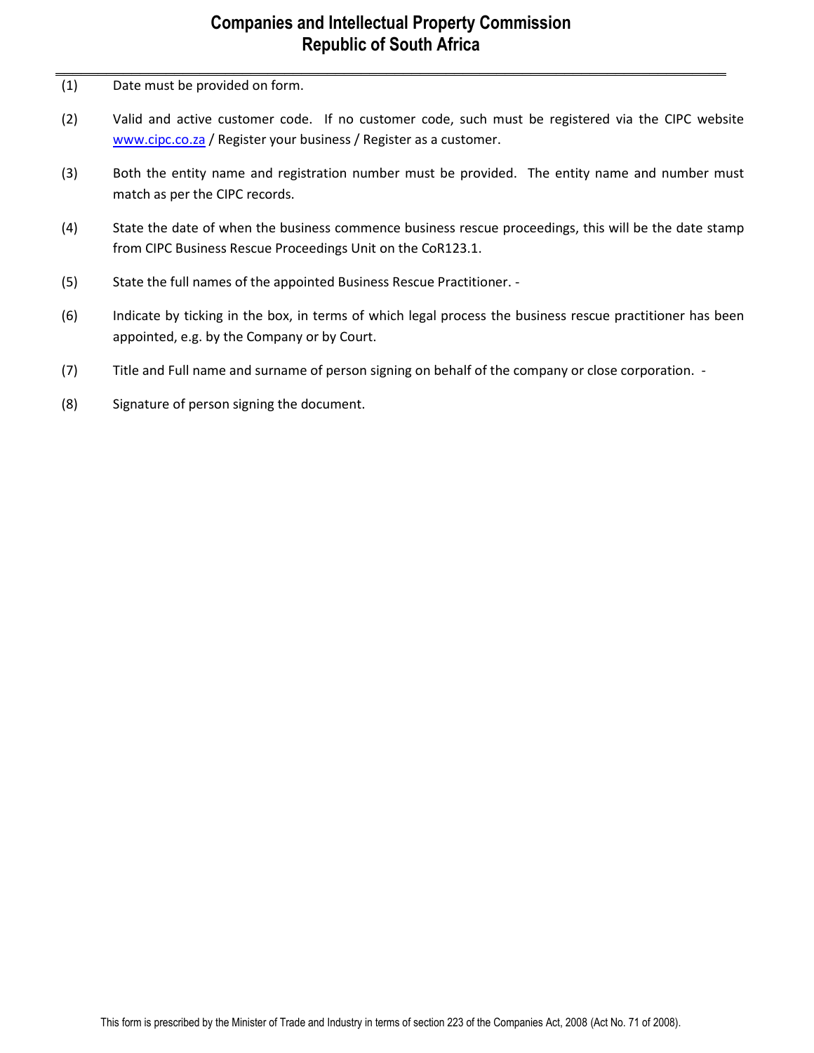# Companies and Intellectual Property Commission
# Republic of South Africa

(1) Date must be provided on form.

(2) Valid and active customer code. If no customer code, such must be registered via the CIPC website www.cipc.co.za / Register your business / Register as a customer.

(3) Both the entity name and registration number must be provided. The entity name and number must match as per the CIPC records.

(4) State the date of when the business commence business rescue proceedings, this will be the date stamp from CIPC Business Rescue Proceedings Unit on the CoR123.1.

(5) State the full names of the appointed Business Rescue Practitioner. -

(6) Indicate by ticking in the box, in terms of which legal process the business rescue practitioner has been appointed, e.g. by the Company or by Court.

(7) Title and Full name and surname of person signing on behalf of the company or close corporation. -

(8) Signature of person signing the document.

This form is prescribed by the Minister of Trade and Industry in terms of section 223 of the Companies Act, 2008 (Act No. 71 of 2008).